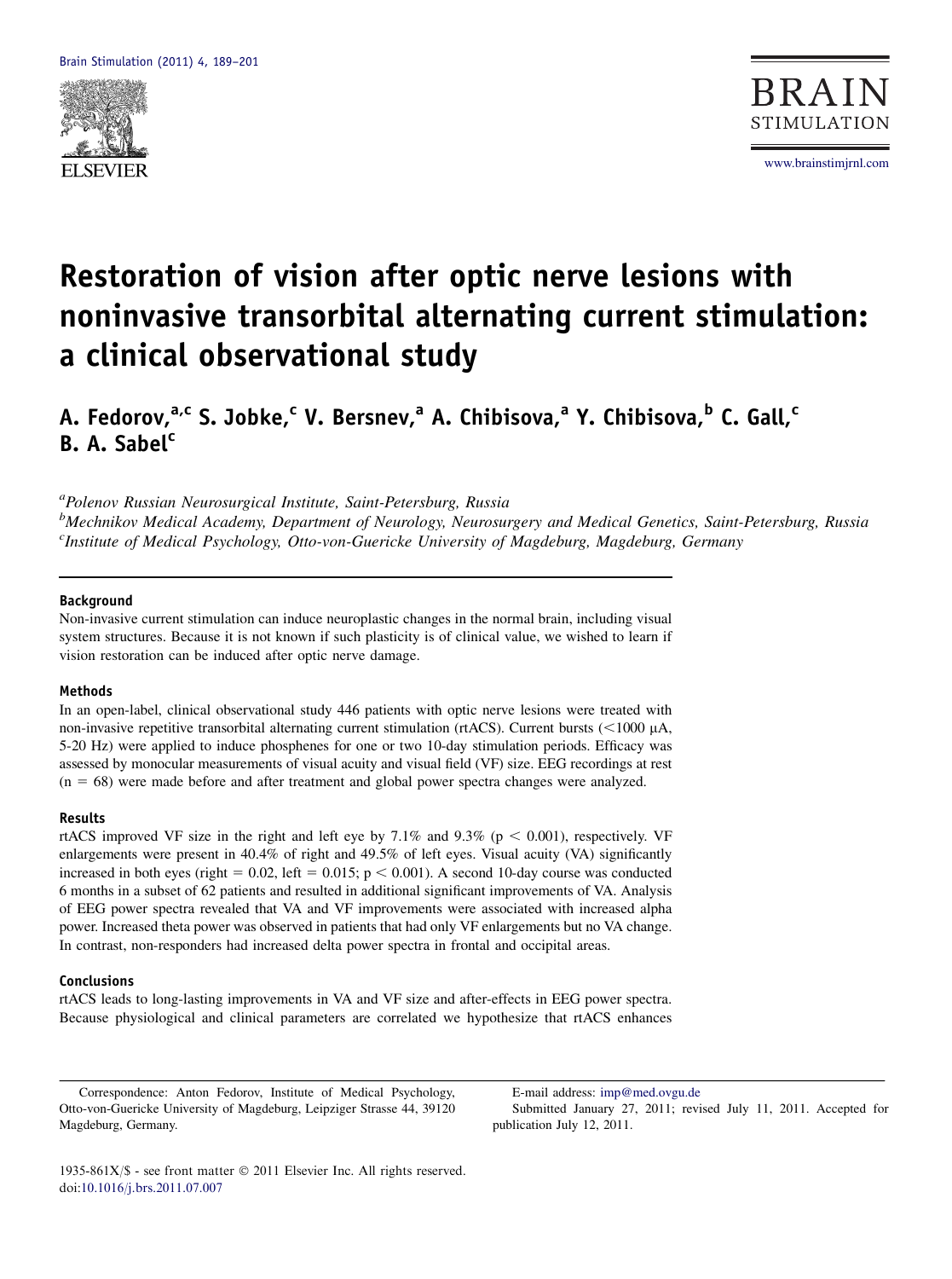# Restoration of vision after optic nerve lesions with noninvasive transorbital alternating current stimulation: a clinical observational study

**A. Fedorov,[a,c] S. Jobke,[c] V. Bersnev,[a] A. Chibisova,[a] Y. Chibisova,[b] C. Gall,[c] B. A. Sabel[c]**

[a]*Polenov Russian Neurosurgical Institute, Saint-Petersburg, Russia*
[b]*Mechnikov Medical Academy, Department of Neurology, Neurosurgery and Medical Genetics, Saint-Petersburg, Russia*
[c]*Institute of Medical Psychology, Otto-von-Guericke University of Magdeburg, Magdeburg, Germany*

### Background

Non-invasive current stimulation can induce neuroplastic changes in the normal brain, including visual system structures. Because it is not known if such plasticity is of clinical value, we wished to learn if vision restoration can be induced after optic nerve damage.

### Methods

In an open-label, clinical observational study 446 patients with optic nerve lesions were treated with non-invasive repetitive transorbital alternating current stimulation (rtACS). Current bursts (<1000 μA, 5-20 Hz) were applied to induce phosphenes for one or two 10-day stimulation periods. Efficacy was assessed by monocular measurements of visual acuity and visual field (VF) size. EEG recordings at rest ($n = 68$) were made before and after treatment and global power spectra changes were analyzed.

### Results

rtACS improved VF size in the right and left eye by 7.1% and 9.3% ($p < 0.001$), respectively. VF enlargements were present in 40.4% of right and 49.5% of left eyes. Visual acuity (VA) significantly increased in both eyes (right = 0.02, left = 0.015; $p < 0.001$). A second 10-day course was conducted 6 months in a subset of 62 patients and resulted in additional significant improvements of VA. Analysis of EEG power spectra revealed that VA and VF improvements were associated with increased alpha power. Increased theta power was observed in patients that had only VF enlargements but no VA change. In contrast, non-responders had increased delta power spectra in frontal and occipital areas.

### Conclusions

rtACS leads to long-lasting improvements in VA and VF size and after-effects in EEG power spectra. Because physiological and clinical parameters are correlated we hypothesize that rtACS enhances

Correspondence: Anton Fedorov, Institute of Medical Psychology, Otto-von-Guericke University of Magdeburg, Leipziger Strasse 44, 39120 Magdeburg, Germany.

E-mail address: imp@med.ovgu.de

Submitted January 27, 2011; revised July 11, 2011. Accepted for publication July 12, 2011.

1935-861X/$ - see front matter © 2011 Elsevier Inc. All rights reserved.
doi:10.1016/j.brs.2011.07.007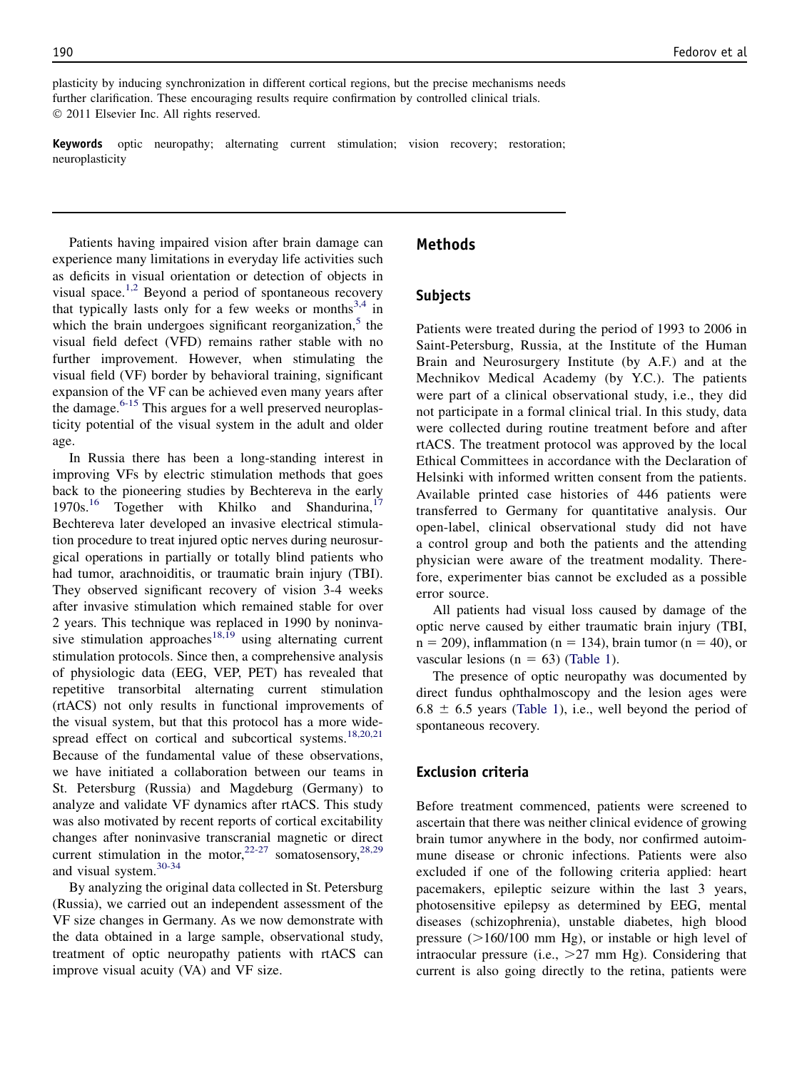plasticity by inducing synchronization in different cortical regions, but the precise mechanisms needs further clarification. These encouraging results require confirmation by controlled clinical trials.
© 2011 Elsevier Inc. All rights reserved.

**Keywords** optic neuropathy; alternating current stimulation; vision recovery; restoration; neuroplasticity

Patients having impaired vision after brain damage can experience many limitations in everyday life activities such as deficits in visual orientation or detection of objects in visual space.[1,2] Beyond a period of spontaneous recovery that typically lasts only for a few weeks or months[3,4] in which the brain undergoes significant reorganization,[5] the visual field defect (VFD) remains rather stable with no further improvement. However, when stimulating the visual field (VF) border by behavioral training, significant expansion of the VF can be achieved even many years after the damage.[6-15] This argues for a well preserved neuroplasticity potential of the visual system in the adult and older age.

In Russia there has been a long-standing interest in improving VFs by electric stimulation methods that goes back to the pioneering studies by Bechtereva in the early 1970s.[16] Together with Khilko and Shandurina,[17] Bechtereva later developed an invasive electrical stimulation procedure to treat injured optic nerves during neurosurgical operations in partially or totally blind patients who had tumor, arachnoiditis, or traumatic brain injury (TBI). They observed significant recovery of vision 3-4 weeks after invasive stimulation which remained stable for over 2 years. This technique was replaced in 1990 by noninvasive stimulation approaches[18,19] using alternating current stimulation protocols. Since then, a comprehensive analysis of physiologic data (EEG, VEP, PET) has revealed that repetitive transorbital alternating current stimulation (rtACS) not only results in functional improvements of the visual system, but that this protocol has a more widespread effect on cortical and subcortical systems.[18,20,21] Because of the fundamental value of these observations, we have initiated a collaboration between our teams in St. Petersburg (Russia) and Magdeburg (Germany) to analyze and validate VF dynamics after rtACS. This study was also motivated by recent reports of cortical excitability changes after noninvasive transcranial magnetic or direct current stimulation in the motor,[22-27] somatosensory,[28,29] and visual system.[30-34]

By analyzing the original data collected in St. Petersburg (Russia), we carried out an independent assessment of the VF size changes in Germany. As we now demonstrate with the data obtained in a large sample, observational study, treatment of optic neuropathy patients with rtACS can improve visual acuity (VA) and VF size.

## Methods

### Subjects

Patients were treated during the period of 1993 to 2006 in Saint-Petersburg, Russia, at the Institute of the Human Brain and Neurosurgery Institute (by A.F.) and at the Mechnikov Medical Academy (by Y.C.). The patients were part of a clinical observational study, i.e., they did not participate in a formal clinical trial. In this study, data were collected during routine treatment before and after rtACS. The treatment protocol was approved by the local Ethical Committees in accordance with the Declaration of Helsinki with informed written consent from the patients. Available printed case histories of 446 patients were transferred to Germany for quantitative analysis. Our open-label, clinical observational study did not have a control group and both the patients and the attending physician were aware of the treatment modality. Therefore, experimenter bias cannot be excluded as a possible error source.

All patients had visual loss caused by damage of the optic nerve caused by either traumatic brain injury (TBI, n = 209), inflammation (n = 134), brain tumor (n = 40), or vascular lesions (n = 63) (Table 1).

The presence of optic neuropathy was documented by direct fundus ophthalmoscopy and the lesion ages were 6.8 ± 6.5 years (Table 1), i.e., well beyond the period of spontaneous recovery.

### Exclusion criteria

Before treatment commenced, patients were screened to ascertain that there was neither clinical evidence of growing brain tumor anywhere in the body, nor confirmed autoimmune disease or chronic infections. Patients were also excluded if one of the following criteria applied: heart pacemakers, epileptic seizure within the last 3 years, photosensitive epilepsy as determined by EEG, mental diseases (schizophrenia), unstable diabetes, high blood pressure (>160/100 mm Hg), or instable or high level of intraocular pressure (i.e., >27 mm Hg). Considering that current is also going directly to the retina, patients were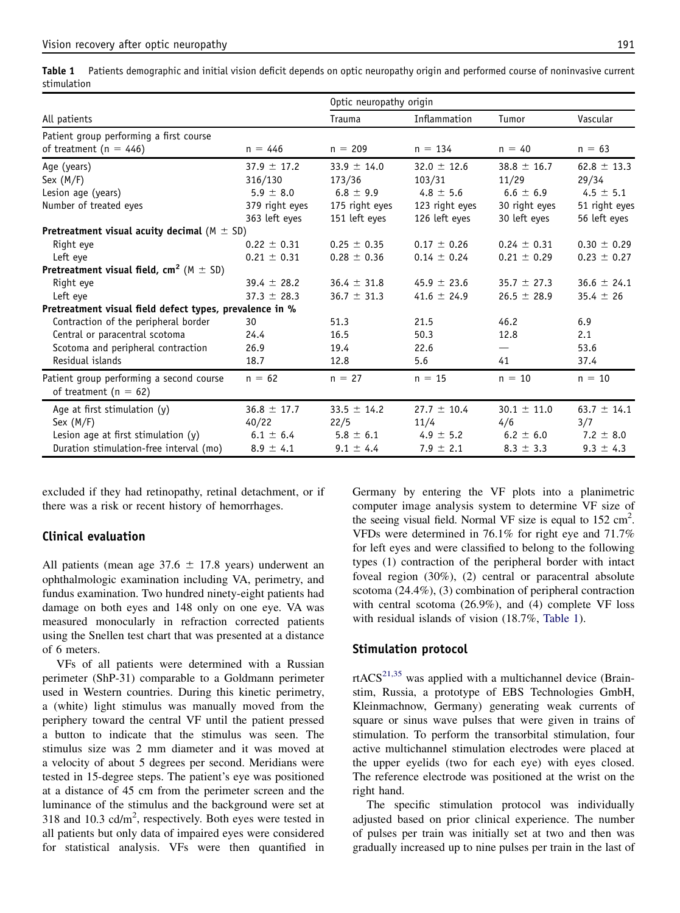**Table 1** Patients demographic and initial vision deficit depends on optic neuropathy origin and performed course of noninvasive current stimulation

| All patients | | Optic neuropathy origin | | | |
|---|---|---|---|---|---|
| | | Trauma | Inflammation | Tumor | Vascular |
| Patient group performing a first course of treatment (n = 446) | n = 446 | n = 209 | n = 134 | n = 40 | n = 63 |
| Age (years) | 37.9 ± 17.2 | 33.9 ± 14.0 | 32.0 ± 12.6 | 38.8 ± 16.7 | 62.8 ± 13.3 |
| Sex (M/F) | 316/130 | 173/36 | 103/31 | 11/29 | 29/34 |
| Lesion age (years) | 5.9 ± 8.0 | 6.8 ± 9.9 | 4.8 ± 5.6 | 6.6 ± 6.9 | 4.5 ± 5.1 |
| Number of treated eyes | 379 right eyes | 175 right eyes | 123 right eyes | 30 right eyes | 51 right eyes |
| | 363 left eyes | 151 left eyes | 126 left eyes | 30 left eyes | 56 left eyes |
| **Pretreatment visual acuity decimal** (M ± SD) | | | | | |
| Right eye | 0.22 ± 0.31 | 0.25 ± 0.35 | 0.17 ± 0.26 | 0.24 ± 0.31 | 0.30 ± 0.29 |
| Left eye | 0.21 ± 0.31 | 0.28 ± 0.36 | 0.14 ± 0.24 | 0.21 ± 0.29 | 0.23 ± 0.27 |
| **Pretreatment visual field, cm$^2$** (M ± SD) | | | | | |
| Right eye | 39.4 ± 28.2 | 36.4 ± 31.8 | 45.9 ± 23.6 | 35.7 ± 27.3 | 36.6 ± 24.1 |
| Left eye | 37.3 ± 28.3 | 36.7 ± 31.3 | 41.6 ± 24.9 | 26.5 ± 28.9 | 35.4 ± 26 |
| **Pretreatment visual field defect types, prevalence in %** | | | | | |
| Contraction of the peripheral border | 30 | 51.3 | 21.5 | 46.2 | 6.9 |
| Central or paracentral scotoma | 24.4 | 16.5 | 50.3 | 12.8 | 2.1 |
| Scotoma and peripheral contraction | 26.9 | 19.4 | 22.6 | — | 53.6 |
| Residual islands | 18.7 | 12.8 | 5.6 | 41 | 37.4 |
| Patient group performing a second course of treatment (n = 62) | n = 62 | n = 27 | n = 15 | n = 10 | n = 10 |
| Age at first stimulation (y) | 36.8 ± 17.7 | 33.5 ± 14.2 | 27.7 ± 10.4 | 30.1 ± 11.0 | 63.7 ± 14.1 |
| Sex (M/F) | 40/22 | 22/5 | 11/4 | 4/6 | 3/7 |
| Lesion age at first stimulation (y) | 6.1 ± 6.4 | 5.8 ± 6.1 | 4.9 ± 5.2 | 6.2 ± 6.0 | 7.2 ± 8.0 |
| Duration stimulation-free interval (mo) | 8.9 ± 4.1 | 9.1 ± 4.4 | 7.9 ± 2.1 | 8.3 ± 3.3 | 9.3 ± 4.3 |

excluded if they had retinopathy, retinal detachment, or if there was a risk or recent history of hemorrhages.

### Clinical evaluation

All patients (mean age 37.6 ± 17.8 years) underwent an ophthalmologic examination including VA, perimetry, and fundus examination. Two hundred ninety-eight patients had damage on both eyes and 148 only on one eye. VA was measured monocularly in refraction corrected patients using the Snellen test chart that was presented at a distance of 6 meters.

VFs of all patients were determined with a Russian perimeter (ShP-31) comparable to a Goldmann perimeter used in Western countries. During this kinetic perimetry, a (white) light stimulus was manually moved from the periphery toward the central VF until the patient pressed a button to indicate that the stimulus was seen. The stimulus size was 2 mm diameter and it was moved at a velocity of about 5 degrees per second. Meridians were tested in 15-degree steps. The patient's eye was positioned at a distance of 45 cm from the perimeter screen and the luminance of the stimulus and the background were set at 318 and 10.3 cd/m$^2$, respectively. Both eyes were tested in all patients but only data of impaired eyes were considered for statistical analysis. VFs were then quantified in Germany by entering the VF plots into a planimetric computer image analysis system to determine VF size of the seeing visual field. Normal VF size is equal to 152 cm$^2$. VFDs were determined in 76.1% for right eye and 71.7% for left eyes and were classified to belong to the following types (1) contraction of the peripheral border with intact foveal region (30%), (2) central or paracentral absolute scotoma (24.4%), (3) combination of peripheral contraction with central scotoma (26.9%), and (4) complete VF loss with residual islands of vision (18.7%, Table 1).

### Stimulation protocol

rtACS[21,35] was applied with a multichannel device (Brainstim, Russia, a prototype of EBS Technologies GmbH, Kleinmachnow, Germany) generating weak currents of square or sinus wave pulses that were given in trains of stimulation. To perform the transorbital stimulation, four active multichannel stimulation electrodes were placed at the upper eyelids (two for each eye) with eyes closed. The reference electrode was positioned at the wrist on the right hand.

The specific stimulation protocol was individually adjusted based on prior clinical experience. The number of pulses per train was initially set at two and then was gradually increased up to nine pulses per train in the last of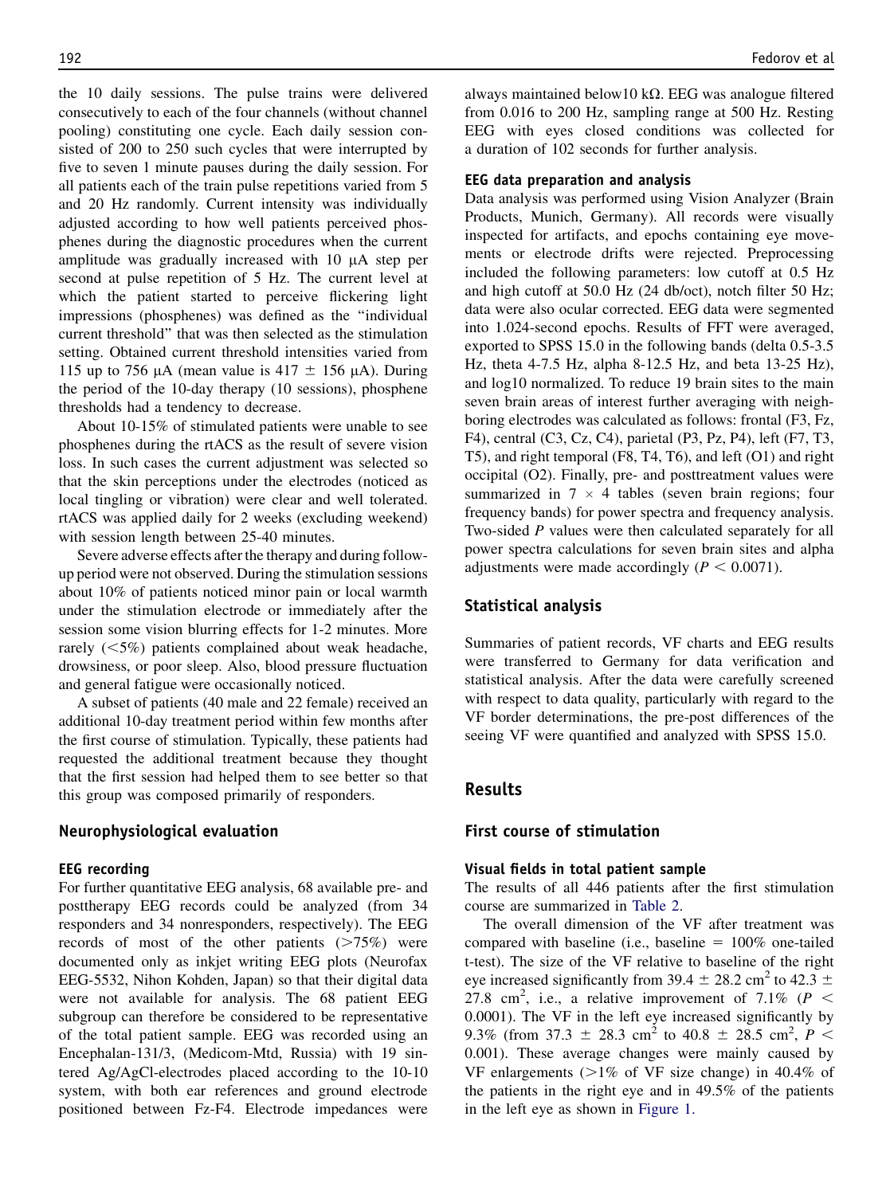the 10 daily sessions. The pulse trains were delivered consecutively to each of the four channels (without channel pooling) constituting one cycle. Each daily session consisted of 200 to 250 such cycles that were interrupted by five to seven 1 minute pauses during the daily session. For all patients each of the train pulse repetitions varied from 5 and 20 Hz randomly. Current intensity was individually adjusted according to how well patients perceived phosphenes during the diagnostic procedures when the current amplitude was gradually increased with 10 μA step per second at pulse repetition of 5 Hz. The current level at which the patient started to perceive flickering light impressions (phosphenes) was defined as the "individual current threshold" that was then selected as the stimulation setting. Obtained current threshold intensities varied from 115 up to 756 μA (mean value is 417 ± 156 μA). During the period of the 10-day therapy (10 sessions), phosphene thresholds had a tendency to decrease.

About 10-15% of stimulated patients were unable to see phosphenes during the rtACS as the result of severe vision loss. In such cases the current adjustment was selected so that the skin perceptions under the electrodes (noticed as local tingling or vibration) were clear and well tolerated. rtACS was applied daily for 2 weeks (excluding weekend) with session length between 25-40 minutes.

Severe adverse effects after the therapy and during follow-up period were not observed. During the stimulation sessions about 10% of patients noticed minor pain or local warmth under the stimulation electrode or immediately after the session some vision blurring effects for 1-2 minutes. More rarely (<5%) patients complained about weak headache, drowsiness, or poor sleep. Also, blood pressure fluctuation and general fatigue were occasionally noticed.

A subset of patients (40 male and 22 female) received an additional 10-day treatment period within few months after the first course of stimulation. Typically, these patients had requested the additional treatment because they thought that the first session had helped them to see better so that this group was composed primarily of responders.

### Neurophysiological evaluation

#### EEG recording

For further quantitative EEG analysis, 68 available pre- and posttherapy EEG records could be analyzed (from 34 responders and 34 nonresponders, respectively). The EEG records of most of the other patients (>75%) were documented only as inkjet writing EEG plots (Neurofax EEG-5532, Nihon Kohden, Japan) so that their digital data were not available for analysis. The 68 patient EEG subgroup can therefore be considered to be representative of the total patient sample. EEG was recorded using an Encephalan-131/3, (Medicom-Mtd, Russia) with 19 sintered Ag/AgCl-electrodes placed according to the 10-10 system, with both ear references and ground electrode positioned between Fz-F4. Electrode impedances were always maintained below10 kΩ. EEG was analogue filtered from 0.016 to 200 Hz, sampling range at 500 Hz. Resting EEG with eyes closed conditions was collected for a duration of 102 seconds for further analysis.

#### EEG data preparation and analysis

Data analysis was performed using Vision Analyzer (Brain Products, Munich, Germany). All records were visually inspected for artifacts, and epochs containing eye movements or electrode drifts were rejected. Preprocessing included the following parameters: low cutoff at 0.5 Hz and high cutoff at 50.0 Hz (24 db/oct), notch filter 50 Hz; data were also ocular corrected. EEG data were segmented into 1.024-second epochs. Results of FFT were averaged, exported to SPSS 15.0 in the following bands (delta 0.5-3.5 Hz, theta 4-7.5 Hz, alpha 8-12.5 Hz, and beta 13-25 Hz), and log10 normalized. To reduce 19 brain sites to the main seven brain areas of interest further averaging with neighboring electrodes was calculated as follows: frontal (F3, Fz, F4), central (C3, Cz, C4), parietal (P3, Pz, P4), left (F7, T3, T5), and right temporal (F8, T4, T6), and left (O1) and right occipital (O2). Finally, pre- and posttreatment values were summarized in 7 × 4 tables (seven brain regions; four frequency bands) for power spectra and frequency analysis. Two-sided *P* values were then calculated separately for all power spectra calculations for seven brain sites and alpha adjustments were made accordingly ($P < 0.0071$).

### Statistical analysis

Summaries of patient records, VF charts and EEG results were transferred to Germany for data verification and statistical analysis. After the data were carefully screened with respect to data quality, particularly with regard to the VF border determinations, the pre-post differences of the seeing VF were quantified and analyzed with SPSS 15.0.

## Results

### First course of stimulation

#### Visual fields in total patient sample

The results of all 446 patients after the first stimulation course are summarized in Table 2.

The overall dimension of the VF after treatment was compared with baseline (i.e., baseline = 100% one-tailed t-test). The size of the VF relative to baseline of the right eye increased significantly from 39.4 ± 28.2 $cm^2$ to 42.3 ± 27.8 $cm^2$, i.e., a relative improvement of 7.1% ($P < 0.0001$). The VF in the left eye increased significantly by 9.3% (from 37.3 ± 28.3 $cm^2$ to 40.8 ± 28.5 $cm^2$, $P < 0.001$). These average changes were mainly caused by VF enlargements (>1% of VF size change) in 40.4% of the patients in the right eye and in 49.5% of the patients in the left eye as shown in Figure 1.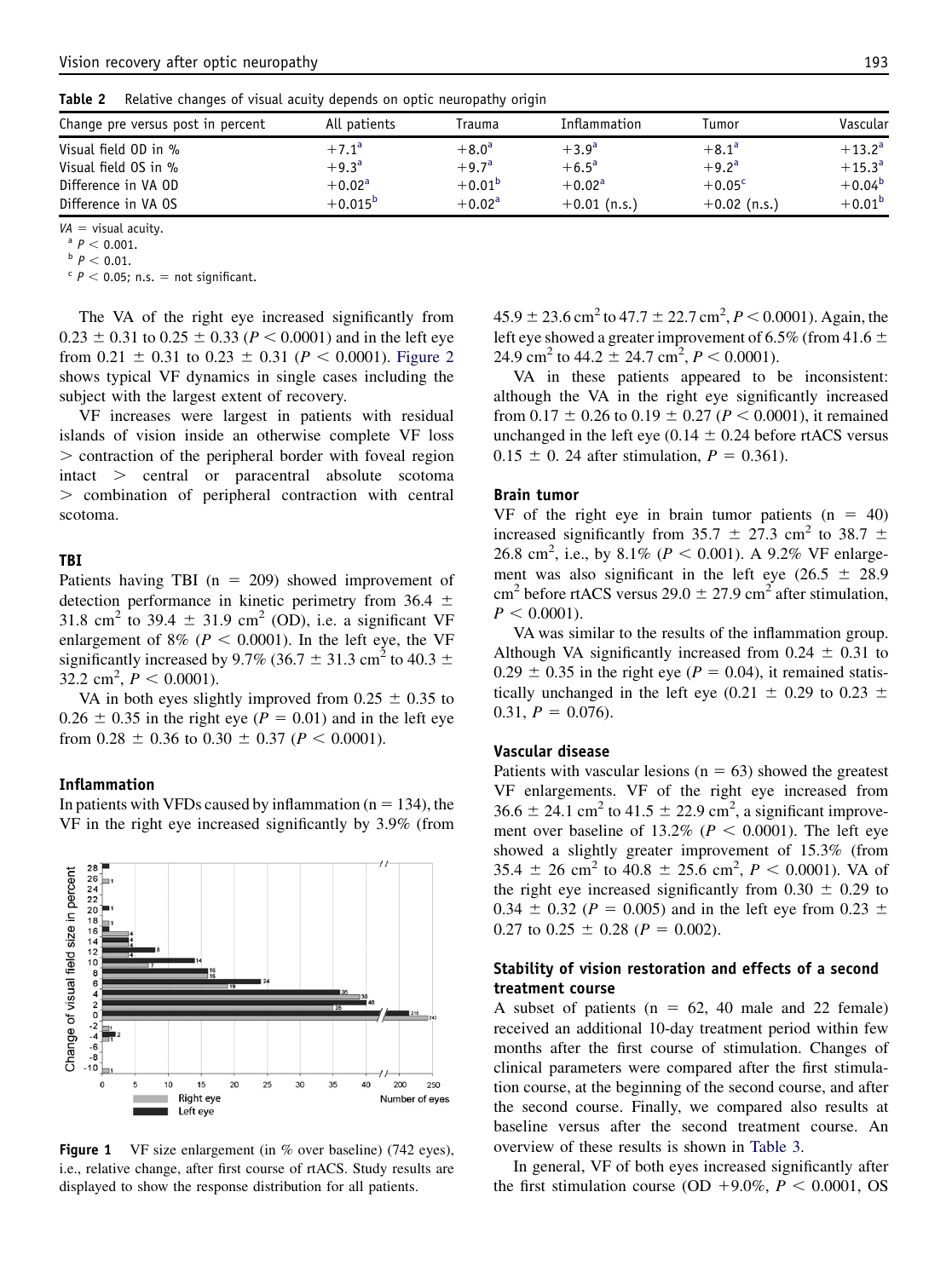**Table 2** Relative changes of visual acuity depends on optic neuropathy origin

| Change pre versus post in percent | All patients | Trauma | Inflammation | Tumor | Vascular |
|---|---|---|---|---|---|
| Visual field OD in % | +7.1[a] | +8.0[a] | +3.9[a] | +8.1[a] | +13.2[a] |
| Visual field OS in % | +9.3[a] | +9.7[a] | +6.5[a] | +9.2[a] | +15.3[a] |
| Difference in VA OD | +0.02[a] | +0.01[b] | +0.02[a] | +0.05[c] | +0.04[b] |
| Difference in VA OS | +0.015[b] | +0.02[a] | +0.01 (n.s.) | +0.02 (n.s.) | +0.01[b] |

*VA* = visual acuity.

[a] $P < 0.001$.

[b] $P < 0.01$.

[c] $P < 0.05$; n.s. = not significant.

The VA of the right eye increased significantly from $0.23 \pm 0.31$ to $0.25 \pm 0.33$ ($P < 0.0001$) and in the left eye from $0.21 \pm 0.31$ to $0.23 \pm 0.31$ ($P < 0.0001$). Figure 2 shows typical VF dynamics in single cases including the subject with the largest extent of recovery.

VF increases were largest in patients with residual islands of vision inside an otherwise complete VF loss > contraction of the peripheral border with foveal region intact > central or paracentral absolute scotoma > combination of peripheral contraction with central scotoma.

### TBI

Patients having TBI (n = 209) showed improvement of detection performance in kinetic perimetry from $36.4 \pm 31.8$ cm$^2$ to $39.4 \pm 31.9$ cm$^2$ (OD), i.e. a significant VF enlargement of 8% ($P < 0.0001$). In the left eye, the VF significantly increased by 9.7% ($36.7 \pm 31.3$ cm$^2$ to $40.3 \pm 32.2$ cm$^2$, $P < 0.0001$).

VA in both eyes slightly improved from $0.25 \pm 0.35$ to $0.26 \pm 0.35$ in the right eye ($P = 0.01$) and in the left eye from $0.28 \pm 0.36$ to $0.30 \pm 0.37$ ($P < 0.0001$).

### Inflammation

In patients with VFDs caused by inflammation (n = 134), the VF in the right eye increased significantly by 3.9% (from $45.9 \pm 23.6$ cm$^2$ to $47.7 \pm 22.7$ cm$^2$, $P < 0.0001$). Again, the left eye showed a greater improvement of 6.5% (from $41.6 \pm 24.9$ cm$^2$ to $44.2 \pm 24.7$ cm$^2$, $P < 0.0001$).

VA in these patients appeared to be inconsistent: although the VA in the right eye significantly increased from $0.17 \pm 0.26$ to $0.19 \pm 0.27$ ($P < 0.0001$), it remained unchanged in the left eye ($0.14 \pm 0.24$ before rtACS versus $0.15 \pm 0.24$ after stimulation, $P = 0.361$).

Figure 1 VF size enlargement (in % over baseline) (742 eyes), i.e., relative change, after first course of rtACS. Study results are displayed to show the response distribution for all patients.

### Brain tumor

VF of the right eye in brain tumor patients (n = 40) increased significantly from $35.7 \pm 27.3$ cm$^2$ to $38.7 \pm 26.8$ cm$^2$, i.e., by 8.1% ($P < 0.001$). A 9.2% VF enlargement was also significant in the left eye ($26.5 \pm 28.9$ cm$^2$ before rtACS versus $29.0 \pm 27.9$ cm$^2$ after stimulation, $P < 0.0001$).

VA was similar to the results of the inflammation group. Although VA significantly increased from $0.24 \pm 0.31$ to $0.29 \pm 0.35$ in the right eye ($P = 0.04$), it remained statistically unchanged in the left eye ($0.21 \pm 0.29$ to $0.23 \pm 0.31$, $P = 0.076$).

### Vascular disease

Patients with vascular lesions (n = 63) showed the greatest VF enlargements. VF of the right eye increased from $36.6 \pm 24.1$ cm$^2$ to $41.5 \pm 22.9$ cm$^2$, a significant improvement over baseline of 13.2% ($P < 0.0001$). The left eye showed a slightly greater improvement of 15.3% (from $35.4 \pm 26$ cm$^2$ to $40.8 \pm 25.6$ cm$^2$, $P < 0.0001$). VA of the right eye increased significantly from $0.30 \pm 0.29$ to $0.34 \pm 0.32$ ($P = 0.005$) and in the left eye from $0.23 \pm 0.27$ to $0.25 \pm 0.28$ ($P = 0.002$).

### Stability of vision restoration and effects of a second treatment course

A subset of patients (n = 62, 40 male and 22 female) received an additional 10-day treatment period within few months after the first course of stimulation. Changes of clinical parameters were compared after the first stimulation course, at the beginning of the second course, and after the second course. Finally, we compared also results at baseline versus after the second treatment course. An overview of these results is shown in Table 3.

In general, VF of both eyes increased significantly after the first stimulation course (OD +9.0%, $P < 0.0001$, OS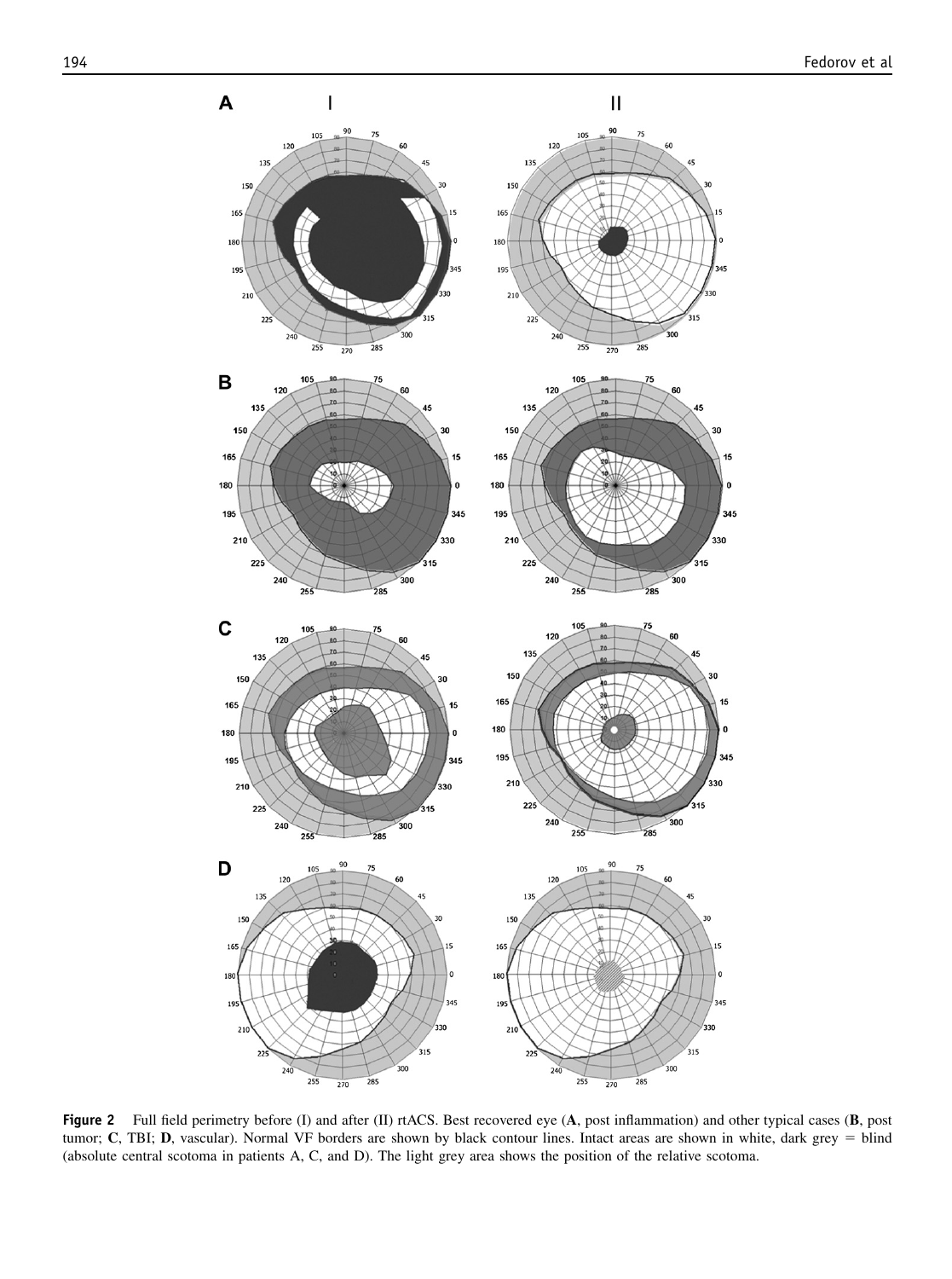**Figure 2** Full field perimetry before (I) and after (II) rtACS. Best recovered eye (**A**, post inflammation) and other typical cases (**B**, post tumor; **C**, TBI; **D**, vascular). Normal VF borders are shown by black contour lines. Intact areas are shown in white, dark grey = blind (absolute central scotoma in patients A, C, and D). The light grey area shows the position of the relative scotoma.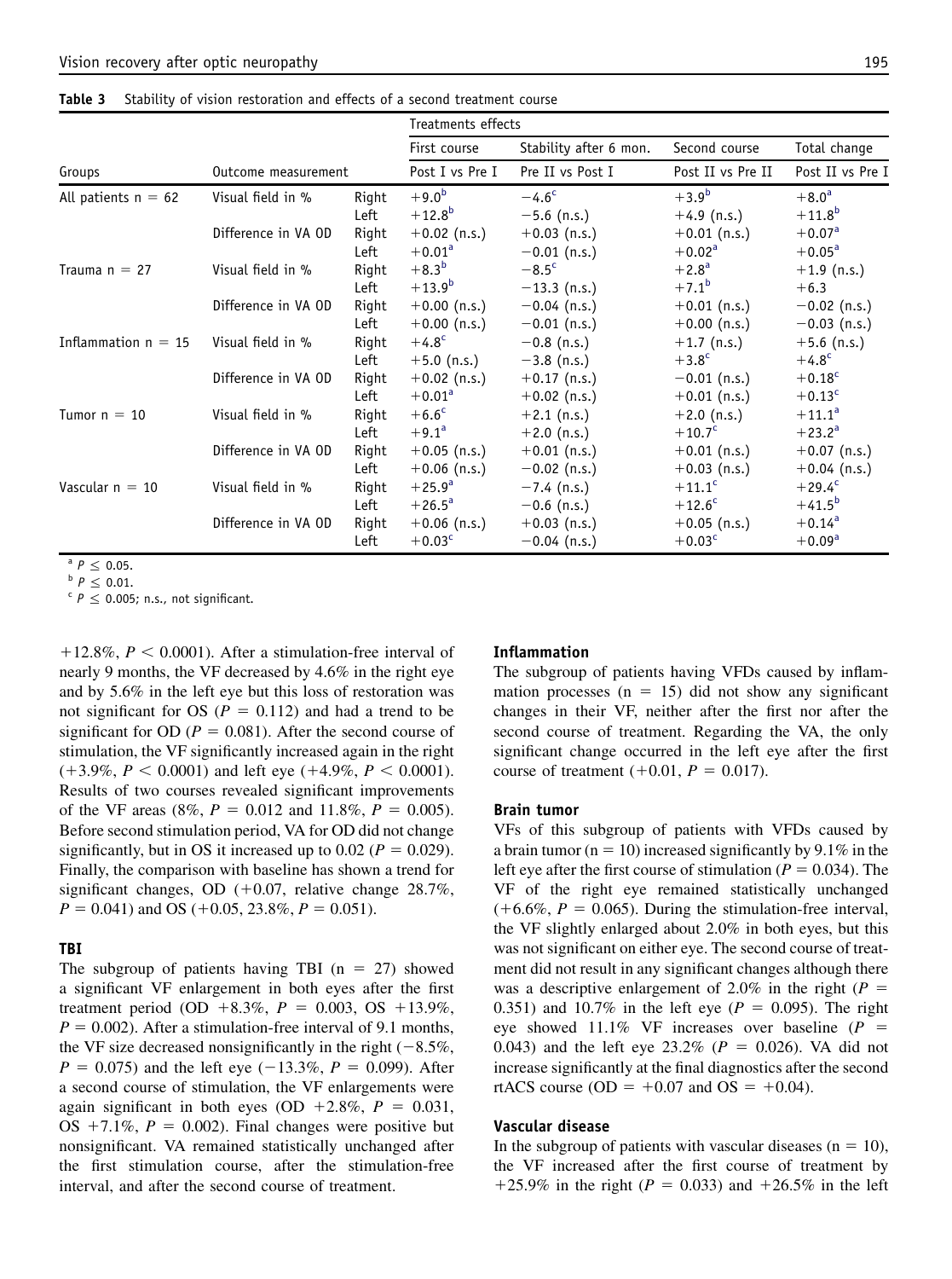**Table 3** Stability of vision restoration and effects of a second treatment course

| Groups | Outcome measurement | | Treatments effects | | | |
|---|---|---|---|---|---|---|
| | | | First course | Stability after 6 mon. | Second course | Total change |
| | | | Post I vs Pre I | Pre II vs Post I | Post II vs Pre II | Post II vs Pre I |
| All patients n = 62 | Visual field in % | Right | +9.0[b] | −4.6[c] | +3.9[b] | +8.0[a] |
| | | Left | +12.8[b] | −5.6 (n.s.) | +4.9 (n.s.) | +11.8[b] |
| | Difference in VA OD | Right | +0.02 (n.s.) | +0.03 (n.s.) | +0.01 (n.s.) | +0.07[a] |
| | | Left | +0.01[a] | −0.01 (n.s.) | +0.02[a] | +0.05[a] |
| Trauma n = 27 | Visual field in % | Right | +8.3[b] | −8.5[c] | +2.8[a] | +1.9 (n.s.) |
| | | Left | +13.9[b] | −13.3 (n.s.) | +7.1[b] | +6.3 |
| | Difference in VA OD | Right | +0.00 (n.s.) | −0.04 (n.s.) | +0.01 (n.s.) | −0.02 (n.s.) |
| | | Left | +0.00 (n.s.) | −0.01 (n.s.) | +0.00 (n.s.) | −0.03 (n.s.) |
| Inflammation n = 15 | Visual field in % | Right | +4.8[c] | −0.8 (n.s.) | +1.7 (n.s.) | +5.6 (n.s.) |
| | | Left | +5.0 (n.s.) | −3.8 (n.s.) | +3.8[c] | +4.8[c] |
| | Difference in VA OD | Right | +0.02 (n.s.) | +0.17 (n.s.) | −0.01 (n.s.) | +0.18[c] |
| | | Left | +0.01[a] | +0.02 (n.s.) | +0.01 (n.s.) | +0.13[c] |
| Tumor n = 10 | Visual field in % | Right | +6.6[c] | +2.1 (n.s.) | +2.0 (n.s.) | +11.1[a] |
| | | Left | +9.1[a] | +2.0 (n.s.) | +10.7[c] | +23.2[a] |
| | Difference in VA OD | Right | +0.05 (n.s.) | +0.01 (n.s.) | +0.01 (n.s.) | +0.07 (n.s.) |
| | | Left | +0.06 (n.s.) | −0.02 (n.s.) | +0.03 (n.s.) | +0.04 (n.s.) |
| Vascular n = 10 | Visual field in % | Right | +25.9[a] | −7.4 (n.s.) | +11.1[c] | +29.4[c] |
| | | Left | +26.5[a] | −0.6 (n.s.) | +12.6[c] | +41.5[b] |
| | Difference in VA OD | Right | +0.06 (n.s.) | +0.03 (n.s.) | +0.05 (n.s.) | +0.14[a] |
| | | Left | +0.03[c] | −0.04 (n.s.) | +0.03[c] | +0.09[a] |

[a] $P \leq 0.05$.
[b] $P \leq 0.01$.
[c] $P \leq 0.005$; n.s., not significant.

+12.8%, $P < 0.0001$). After a stimulation-free interval of nearly 9 months, the VF decreased by 4.6% in the right eye and by 5.6% in the left eye but this loss of restoration was not significant for OS ($P = 0.112$) and had a trend to be significant for OD ($P = 0.081$). After the second course of stimulation, the VF significantly increased again in the right (+3.9%, $P < 0.0001$) and left eye (+4.9%, $P < 0.0001$). Results of two courses revealed significant improvements of the VF areas (8%, $P = 0.012$ and 11.8%, $P = 0.005$). Before second stimulation period, VA for OD did not change significantly, but in OS it increased up to 0.02 ($P = 0.029$). Finally, the comparison with baseline has shown a trend for significant changes, OD (+0.07, relative change 28.7%, $P = 0.041$) and OS (+0.05, 23.8%, $P = 0.051$).

### TBI

The subgroup of patients having TBI (n = 27) showed a significant VF enlargement in both eyes after the first treatment period (OD +8.3%, $P = 0.003$, OS +13.9%, $P = 0.002$). After a stimulation-free interval of 9.1 months, the VF size decreased nonsignificantly in the right (−8.5%, $P = 0.075$) and the left eye (−13.3%, $P = 0.099$). After a second course of stimulation, the VF enlargements were again significant in both eyes (OD +2.8%, $P = 0.031$, OS +7.1%, $P = 0.002$). Final changes were positive but nonsignificant. VA remained statistically unchanged after the first stimulation course, after the stimulation-free interval, and after the second course of treatment.

### Inflammation

The subgroup of patients having VFDs caused by inflammation processes (n = 15) did not show any significant changes in their VF, neither after the first nor after the second course of treatment. Regarding the VA, the only significant change occurred in the left eye after the first course of treatment (+0.01, $P = 0.017$).

### Brain tumor

VFs of this subgroup of patients with VFDs caused by a brain tumor (n = 10) increased significantly by 9.1% in the left eye after the first course of stimulation ($P = 0.034$). The VF of the right eye remained statistically unchanged (+6.6%, $P = 0.065$). During the stimulation-free interval, the VF slightly enlarged about 2.0% in both eyes, but this was not significant on either eye. The second course of treatment did not result in any significant changes although there was a descriptive enlargement of 2.0% in the right ($P = 0.351$) and 10.7% in the left eye ($P = 0.095$). The right eye showed 11.1% VF increases over baseline ($P = 0.043$) and the left eye 23.2% ($P = 0.026$). VA did not increase significantly at the final diagnostics after the second rtACS course (OD = +0.07 and OS = +0.04).

### Vascular disease

In the subgroup of patients with vascular diseases (n = 10), the VF increased after the first course of treatment by +25.9% in the right ($P = 0.033$) and +26.5% in the left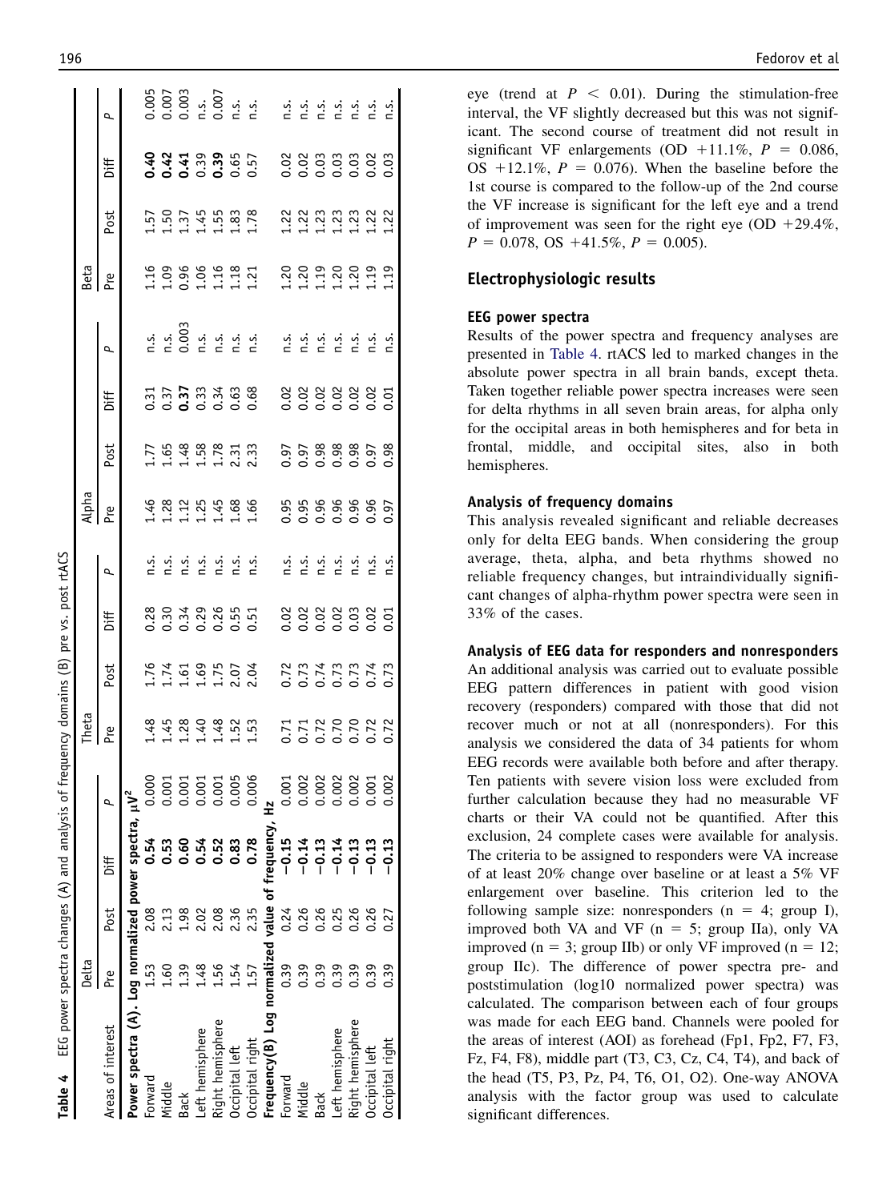**Table 4** EEG power spectra changes (A) and analysis of frequency domains (B) pre vs. post rtACS

| Areas of interest | Delta | | | | Theta | | | | Alpha | | | | Beta | | | |
|---|---|---|---|---|---|---|---|---|---|---|---|---|---|---|---|---|
| | Pre | Post | Diff | P | Pre | Post | Diff | P | Pre | Post | Diff | P | Pre | Post | Diff | P |
| **Power spectra (A). Log normalized power spectra, $\mu V^2$** | | | | | | | | | | | | | | | | |
| Forward | 1.53 | 2.08 | **0.54** | 0.000 | 1.48 | 1.76 | 0.28 | n.s. | 1.46 | 1.77 | 0.31 | n.s. | 1.16 | 1.57 | **0.40** | 0.005 |
| Middle | 1.60 | 2.13 | **0.53** | 0.001 | 1.45 | 1.74 | 0.30 | n.s. | 1.28 | 1.65 | 0.37 | n.s. | 1.09 | 1.50 | **0.42** | 0.007 |
| Back | 1.39 | 1.98 | **0.60** | 0.001 | 1.28 | 1.61 | 0.34 | n.s. | 1.12 | 1.48 | **0.37** | 0.003 | 0.96 | 1.37 | **0.41** | 0.003 |
| Left hemisphere | 1.48 | 2.02 | **0.54** | 0.001 | 1.40 | 1.69 | 0.29 | n.s. | 1.25 | 1.58 | 0.33 | n.s. | 1.06 | 1.45 | 0.39 | n.s. |
| Right hemisphere | 1.56 | 2.08 | **0.52** | 0.001 | 1.48 | 1.75 | 0.26 | n.s. | 1.45 | 1.78 | 0.34 | n.s. | 1.16 | 1.55 | **0.39** | 0.007 |
| Occipital left | 1.54 | 2.36 | **0.83** | 0.005 | 1.52 | 2.07 | 0.55 | n.s. | 1.68 | 2.31 | 0.63 | n.s. | 1.18 | 1.83 | 0.65 | n.s. |
| Occipital right | 1.57 | 2.35 | **0.78** | 0.006 | 1.53 | 2.04 | 0.51 | n.s. | 1.66 | 2.33 | 0.68 | n.s. | 1.21 | 1.78 | 0.57 | n.s. |
| **Frequency(B) Log normalized value of frequency, Hz** | | | | | | | | | | | | | | | | |
| Forward | 0.39 | 0.24 | **−0.15** | 0.001 | 0.71 | 0.72 | 0.02 | n.s. | 0.95 | 0.97 | 0.02 | n.s. | 1.20 | 1.22 | 0.02 | n.s. |
| Middle | 0.39 | 0.26 | **−0.14** | 0.002 | 0.71 | 0.73 | 0.02 | n.s. | 0.95 | 0.97 | 0.02 | n.s. | 1.20 | 1.22 | 0.02 | n.s. |
| Back | 0.39 | 0.26 | **−0.13** | 0.002 | 0.72 | 0.74 | 0.02 | n.s. | 0.96 | 0.98 | 0.02 | n.s. | 1.19 | 1.23 | 0.03 | n.s. |
| Left hemisphere | 0.39 | 0.25 | **−0.14** | 0.002 | 0.70 | 0.73 | 0.02 | n.s. | 0.96 | 0.98 | 0.02 | n.s. | 1.20 | 1.23 | 0.03 | n.s. |
| Right hemisphere | 0.39 | 0.26 | **−0.13** | 0.002 | 0.70 | 0.73 | 0.03 | n.s. | 0.96 | 0.98 | 0.02 | n.s. | 1.20 | 1.23 | 0.03 | n.s. |
| Occipital left | 0.39 | 0.26 | **−0.13** | 0.001 | 0.72 | 0.74 | 0.02 | n.s. | 0.96 | 0.97 | 0.02 | n.s. | 1.19 | 1.22 | 0.02 | n.s. |
| Occipital right | 0.39 | 0.27 | **−0.13** | 0.002 | 0.72 | 0.73 | 0.01 | n.s. | 0.97 | 0.98 | 0.01 | n.s. | 1.19 | 1.22 | 0.03 | n.s. |

eye (trend at $P < 0.01$). During the stimulation-free interval, the VF slightly decreased but this was not significant. The second course of treatment did not result in significant VF enlargements (OD +11.1%, $P = 0.086$, OS +12.1%, $P = 0.076$). When the baseline before the 1st course is compared to the follow-up of the 2nd course the VF increase is significant for the left eye and a trend of improvement was seen for the right eye (OD +29.4%, $P = 0.078$, OS +41.5%, $P = 0.005$).

## Electrophysiologic results

### EEG power spectra

Results of the power spectra and frequency analyses are presented in Table 4. rtACS led to marked changes in the absolute power spectra in all brain bands, except theta. Taken together reliable power spectra increases were seen for delta rhythms in all seven brain areas, for alpha only for the occipital areas in both hemispheres and for beta in frontal, middle, and occipital sites, also in both hemispheres.

### Analysis of frequency domains

This analysis revealed significant and reliable decreases only for delta EEG bands. When considering the group average, theta, alpha, and beta rhythms showed no reliable frequency changes, but intraindividually significant changes of alpha-rhythm power spectra were seen in 33% of the cases.

### Analysis of EEG data for responders and nonresponders

An additional analysis was carried out to evaluate possible EEG pattern differences in patient with good vision recovery (responders) compared with those that did not recover much or not at all (nonresponders). For this analysis we considered the data of 34 patients for whom EEG records were available both before and after therapy. Ten patients with severe vision loss were excluded from further calculation because they had no measurable VF charts or their VA could not be quantified. After this exclusion, 24 complete cases were available for analysis. The criteria to be assigned to responders were VA increase of at least 20% change over baseline or at least a 5% VF enlargement over baseline. This criterion led to the following sample size: nonresponders (n = 4; group I), improved both VA and VF (n = 5; group IIa), only VA improved (n = 3; group IIb) or only VF improved (n = 12; group IIc). The difference of power spectra pre- and poststimulation (log10 normalized power spectra) was calculated. The comparison between each of four groups was made for each EEG band. Channels were pooled for the areas of interest (AOI) as forehead (Fp1, Fp2, F7, F3, Fz, F4, F8), middle part (T3, C3, Cz, C4, T4), and back of the head (T5, P3, Pz, P4, T6, O1, O2). One-way ANOVA analysis with the factor group was used to calculate significant differences.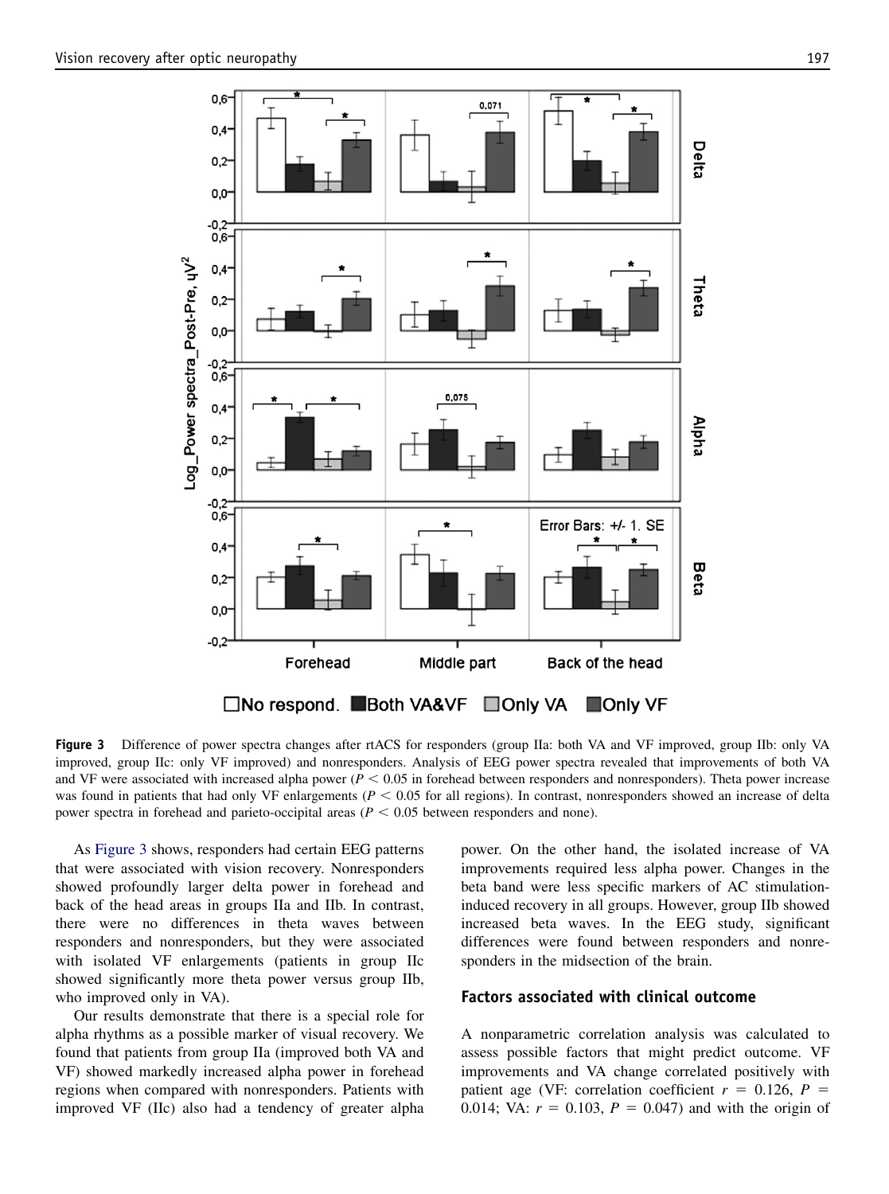**Figure 3** Difference of power spectra changes after rtACS for responders (group IIa: both VA and VF improved, group IIb: only VA improved, group IIc: only VF improved) and nonresponders. Analysis of EEG power spectra revealed that improvements of both VA and VF were associated with increased alpha power ($P < 0.05$ in forehead between responders and nonresponders). Theta power increase was found in patients that had only VF enlargements ($P < 0.05$ for all regions). In contrast, nonresponders showed an increase of delta power spectra in forehead and parieto-occipital areas ($P < 0.05$ between responders and none).

As Figure 3 shows, responders had certain EEG patterns that were associated with vision recovery. Nonresponders showed profoundly larger delta power in forehead and back of the head areas in groups IIa and IIb. In contrast, there were no differences in theta waves between responders and nonresponders, but they were associated with isolated VF enlargements (patients in group IIc showed significantly more theta power versus group IIb, who improved only in VA).

Our results demonstrate that there is a special role for alpha rhythms as a possible marker of visual recovery. We found that patients from group IIa (improved both VA and VF) showed markedly increased alpha power in forehead regions when compared with nonresponders. Patients with improved VF (IIc) also had a tendency of greater alpha power. On the other hand, the isolated increase of VA improvements required less alpha power. Changes in the beta band were less specific markers of AC stimulation-induced recovery in all groups. However, group IIb showed increased beta waves. In the EEG study, significant differences were found between responders and nonresponders in the midsection of the brain.

## Factors associated with clinical outcome

A nonparametric correlation analysis was calculated to assess possible factors that might predict outcome. VF improvements and VA change correlated positively with patient age (VF: correlation coefficient $r = 0.126$, $P = 0.014$; VA: $r = 0.103$, $P = 0.047$) and with the origin of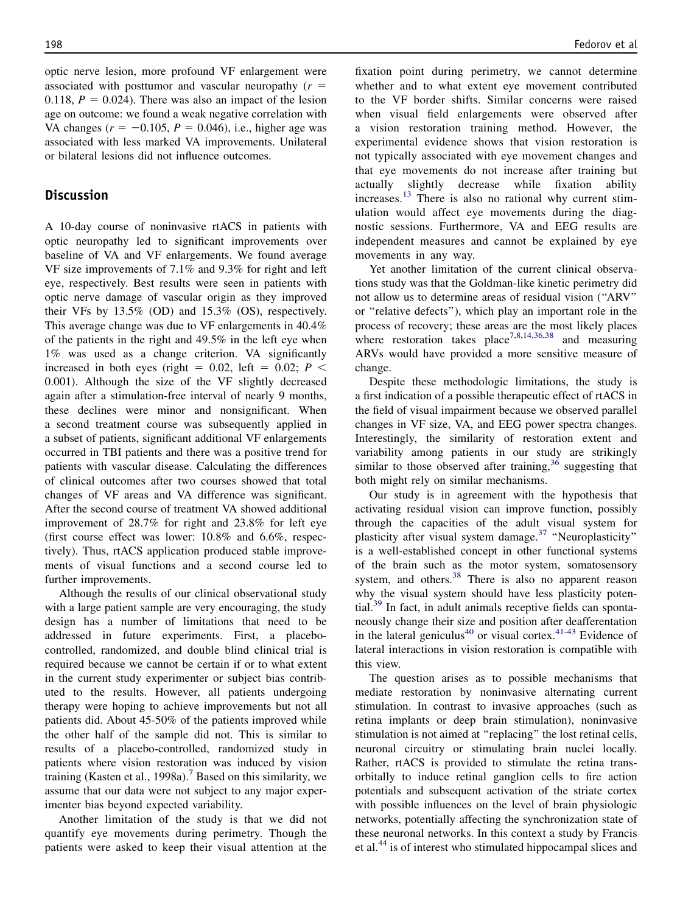optic nerve lesion, more profound VF enlargement were associated with posttumor and vascular neuropathy ($r = 0.118$, $P = 0.024$). There was also an impact of the lesion age on outcome: we found a weak negative correlation with VA changes ($r = -0.105$, $P = 0.046$), i.e., higher age was associated with less marked VA improvements. Unilateral or bilateral lesions did not influence outcomes.

## Discussion

A 10-day course of noninvasive rtACS in patients with optic neuropathy led to significant improvements over baseline of VA and VF enlargements. We found average VF size improvements of 7.1% and 9.3% for right and left eye, respectively. Best results were seen in patients with optic nerve damage of vascular origin as they improved their VFs by 13.5% (OD) and 15.3% (OS), respectively. This average change was due to VF enlargements in 40.4% of the patients in the right and 49.5% in the left eye when 1% was used as a change criterion. VA significantly increased in both eyes (right = 0.02, left = 0.02; $P < 0.001$). Although the size of the VF slightly decreased again after a stimulation-free interval of nearly 9 months, these declines were minor and nonsignificant. When a second treatment course was subsequently applied in a subset of patients, significant additional VF enlargements occurred in TBI patients and there was a positive trend for patients with vascular disease. Calculating the differences of clinical outcomes after two courses showed that total changes of VF areas and VA difference was significant. After the second course of treatment VA showed additional improvement of 28.7% for right and 23.8% for left eye (first course effect was lower: 10.8% and 6.6%, respectively). Thus, rtACS application produced stable improvements of visual functions and a second course led to further improvements.

Although the results of our clinical observational study with a large patient sample are very encouraging, the study design has a number of limitations that need to be addressed in future experiments. First, a placebo-controlled, randomized, and double blind clinical trial is required because we cannot be certain if or to what extent in the current study experimenter or subject bias contributed to the results. However, all patients undergoing therapy were hoping to achieve improvements but not all patients did. About 45-50% of the patients improved while the other half of the sample did not. This is similar to results of a placebo-controlled, randomized study in patients where vision restoration was induced by vision training (Kasten et al., 1998a).[7] Based on this similarity, we assume that our data were not subject to any major experimenter bias beyond expected variability.

Another limitation of the study is that we did not quantify eye movements during perimetry. Though the patients were asked to keep their visual attention at the fixation point during perimetry, we cannot determine whether and to what extent eye movement contributed to the VF border shifts. Similar concerns were raised when visual field enlargements were observed after a vision restoration training method. However, the experimental evidence shows that vision restoration is not typically associated with eye movement changes and that eye movements do not increase after training but actually slightly decrease while fixation ability increases.[13] There is also no rational why current stimulation would affect eye movements during the diagnostic sessions. Furthermore, VA and EEG results are independent measures and cannot be explained by eye movements in any way.

Yet another limitation of the current clinical observations study was that the Goldman-like kinetic perimetry did not allow us to determine areas of residual vision ("ARV" or "relative defects"), which play an important role in the process of recovery; these areas are the most likely places where restoration takes place[7,8,14,36,38] and measuring ARVs would have provided a more sensitive measure of change.

Despite these methodologic limitations, the study is a first indication of a possible therapeutic effect of rtACS in the field of visual impairment because we observed parallel changes in VF size, VA, and EEG power spectra changes. Interestingly, the similarity of restoration extent and variability among patients in our study are strikingly similar to those observed after training,[36] suggesting that both might rely on similar mechanisms.

Our study is in agreement with the hypothesis that activating residual vision can improve function, possibly through the capacities of the adult visual system for plasticity after visual system damage.[37] "Neuroplasticity" is a well-established concept in other functional systems of the brain such as the motor system, somatosensory system, and others.[38] There is also no apparent reason why the visual system should have less plasticity potential.[39] In fact, in adult animals receptive fields can spontaneously change their size and position after deafferentation in the lateral geniculus[40] or visual cortex.[41-43] Evidence of lateral interactions in vision restoration is compatible with this view.

The question arises as to possible mechanisms that mediate restoration by noninvasive alternating current stimulation. In contrast to invasive approaches (such as retina implants or deep brain stimulation), noninvasive stimulation is not aimed at "replacing" the lost retinal cells, neuronal circuitry or stimulating brain nuclei locally. Rather, rtACS is provided to stimulate the retina transorbitally to induce retinal ganglion cells to fire action potentials and subsequent activation of the striate cortex with possible influences on the level of brain physiologic networks, potentially affecting the synchronization state of these neuronal networks. In this context a study by Francis et al.[44] is of interest who stimulated hippocampal slices and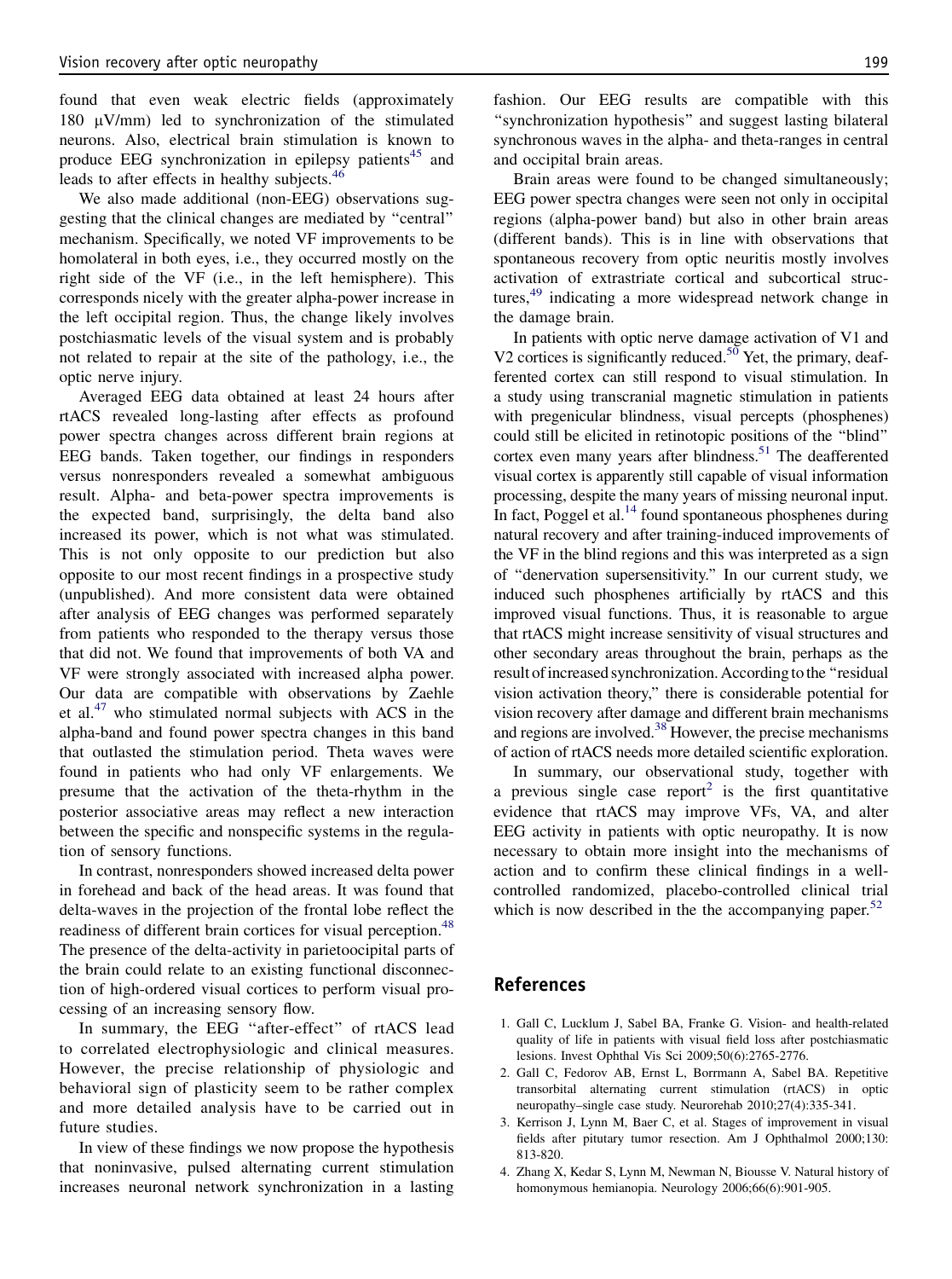found that even weak electric fields (approximately 180 μV/mm) led to synchronization of the stimulated neurons. Also, electrical brain stimulation is known to produce EEG synchronization in epilepsy patients[45] and leads to after effects in healthy subjects.[46]

We also made additional (non-EEG) observations suggesting that the clinical changes are mediated by "central" mechanism. Specifically, we noted VF improvements to be homolateral in both eyes, i.e., they occurred mostly on the right side of the VF (i.e., in the left hemisphere). This corresponds nicely with the greater alpha-power increase in the left occipital region. Thus, the change likely involves postchiasmatic levels of the visual system and is probably not related to repair at the site of the pathology, i.e., the optic nerve injury.

Averaged EEG data obtained at least 24 hours after rtACS revealed long-lasting after effects as profound power spectra changes across different brain regions at EEG bands. Taken together, our findings in responders versus nonresponders revealed a somewhat ambiguous result. Alpha- and beta-power spectra improvements is the expected band, surprisingly, the delta band also increased its power, which is not what was stimulated. This is not only opposite to our prediction but also opposite to our most recent findings in a prospective study (unpublished). And more consistent data were obtained after analysis of EEG changes was performed separately from patients who responded to the therapy versus those that did not. We found that improvements of both VA and VF were strongly associated with increased alpha power. Our data are compatible with observations by Zaehle et al.[47] who stimulated normal subjects with ACS in the alpha-band and found power spectra changes in this band that outlasted the stimulation period. Theta waves were found in patients who had only VF enlargements. We presume that the activation of the theta-rhythm in the posterior associative areas may reflect a new interaction between the specific and nonspecific systems in the regulation of sensory functions.

In contrast, nonresponders showed increased delta power in forehead and back of the head areas. It was found that delta-waves in the projection of the frontal lobe reflect the readiness of different brain cortices for visual perception.[48] The presence of the delta-activity in parietooccipital parts of the brain could relate to an existing functional disconnection of high-ordered visual cortices to perform visual processing of an increasing sensory flow.

In summary, the EEG "after-effect" of rtACS lead to correlated electrophysiologic and clinical measures. However, the precise relationship of physiologic and behavioral sign of plasticity seem to be rather complex and more detailed analysis have to be carried out in future studies.

In view of these findings we now propose the hypothesis that noninvasive, pulsed alternating current stimulation increases neuronal network synchronization in a lasting fashion. Our EEG results are compatible with this "synchronization hypothesis" and suggest lasting bilateral synchronous waves in the alpha- and theta-ranges in central and occipital brain areas.

Brain areas were found to be changed simultaneously; EEG power spectra changes were seen not only in occipital regions (alpha-power band) but also in other brain areas (different bands). This is in line with observations that spontaneous recovery from optic neuritis mostly involves activation of extrastriate cortical and subcortical structures,[49] indicating a more widespread network change in the damage brain.

In patients with optic nerve damage activation of V1 and V2 cortices is significantly reduced.[50] Yet, the primary, deafferented cortex can still respond to visual stimulation. In a study using transcranial magnetic stimulation in patients with pregenicular blindness, visual percepts (phosphenes) could still be elicited in retinotopic positions of the "blind" cortex even many years after blindness.[51] The deafferented visual cortex is apparently still capable of visual information processing, despite the many years of missing neuronal input. In fact, Poggel et al.[14] found spontaneous phosphenes during natural recovery and after training-induced improvements of the VF in the blind regions and this was interpreted as a sign of "denervation supersensitivity." In our current study, we induced such phosphenes artificially by rtACS and this improved visual functions. Thus, it is reasonable to argue that rtACS might increase sensitivity of visual structures and other secondary areas throughout the brain, perhaps as the result of increased synchronization. According to the "residual vision activation theory," there is considerable potential for vision recovery after damage and different brain mechanisms and regions are involved.[38] However, the precise mechanisms of action of rtACS needs more detailed scientific exploration.

In summary, our observational study, together with a previous single case report[2] is the first quantitative evidence that rtACS may improve VFs, VA, and alter EEG activity in patients with optic neuropathy. It is now necessary to obtain more insight into the mechanisms of action and to confirm these clinical findings in a well-controlled randomized, placebo-controlled clinical trial which is now described in the the accompanying paper.[52]

## References

1. Gall C, Lucklum J, Sabel BA, Franke G. Vision- and health-related quality of life in patients with visual field loss after postchiasmatic lesions. Invest Ophthal Vis Sci 2009;50(6):2765-2776.
2. Gall C, Fedorov AB, Ernst L, Borrmann A, Sabel BA. Repetitive transorbital alternating current stimulation (rtACS) in optic neuropathy–single case study. Neurorehab 2010;27(4):335-341.
3. Kerrison J, Lynn M, Baer C, et al. Stages of improvement in visual fields after pitutary tumor resection. Am J Ophthalmol 2000;130: 813-820.
4. Zhang X, Kedar S, Lynn M, Newman N, Biousse V. Natural history of homonymous hemianopia. Neurology 2006;66(6):901-905.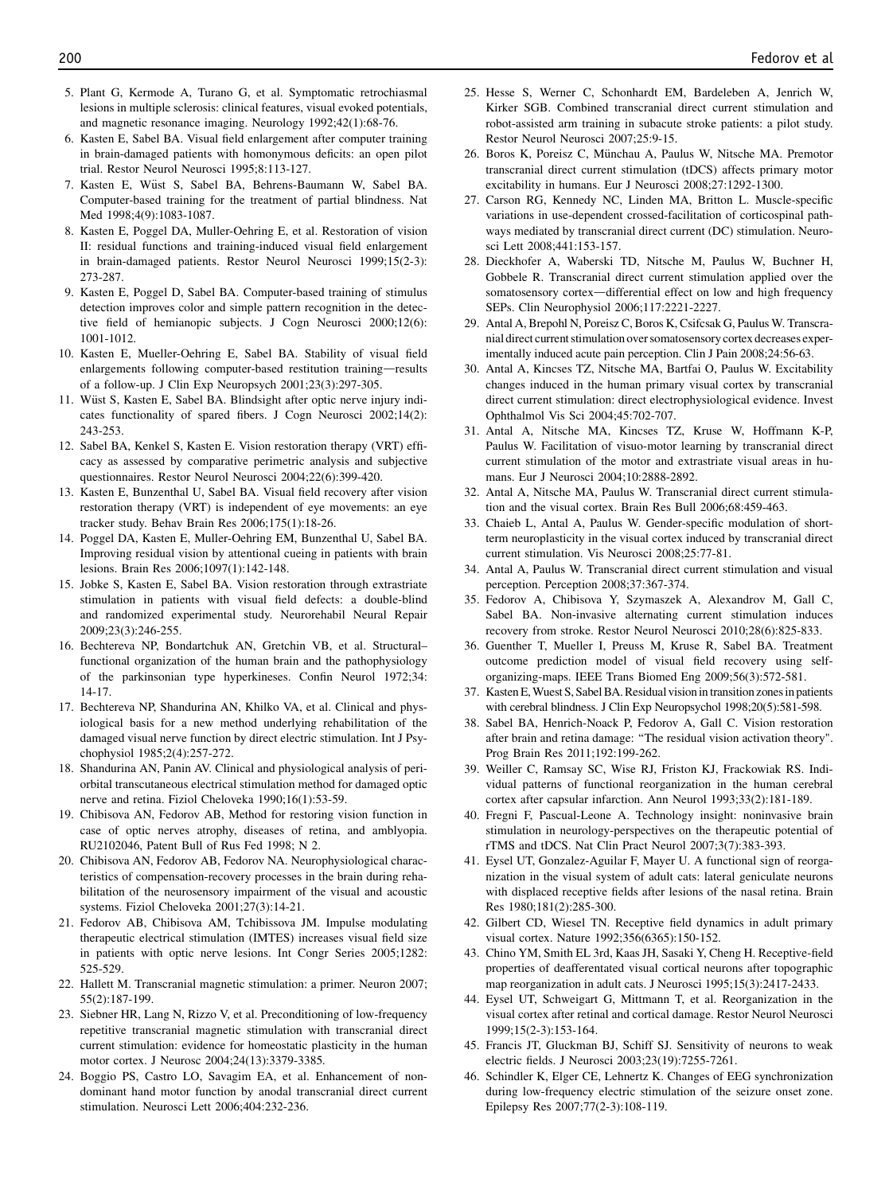5. Plant G, Kermode A, Turano G, et al. Symptomatic retrochiasmal lesions in multiple sclerosis: clinical features, visual evoked potentials, and magnetic resonance imaging. Neurology 1992;42(1):68-76.
6. Kasten E, Sabel BA. Visual field enlargement after computer training in brain-damaged patients with homonymous deficits: an open pilot trial. Restor Neurol Neurosci 1995;8:113-127.
7. Kasten E, Wüst S, Sabel BA, Behrens-Baumann W, Sabel BA. Computer-based training for the treatment of partial blindness. Nat Med 1998;4(9):1083-1087.
8. Kasten E, Poggel DA, Muller-Oehring E, et al. Restoration of vision II: residual functions and training-induced visual field enlargement in brain-damaged patients. Restor Neurol Neurosci 1999;15(2-3): 273-287.
9. Kasten E, Poggel D, Sabel BA. Computer-based training of stimulus detection improves color and simple pattern recognition in the detective field of hemianopic subjects. J Cogn Neurosci 2000;12(6): 1001-1012.
10. Kasten E, Mueller-Oehring E, Sabel BA. Stability of visual field enlargements following computer-based restitution training—results of a follow-up. J Clin Exp Neuropsych 2001;23(3):297-305.
11. Wüst S, Kasten E, Sabel BA. Blindsight after optic nerve injury indicates functionality of spared fibers. J Cogn Neurosci 2002;14(2): 243-253.
12. Sabel BA, Kenkel S, Kasten E. Vision restoration therapy (VRT) efficacy as assessed by comparative perimetric analysis and subjective questionnaires. Restor Neurol Neurosci 2004;22(6):399-420.
13. Kasten E, Bunzenthal U, Sabel BA. Visual field recovery after vision restoration therapy (VRT) is independent of eye movements: an eye tracker study. Behav Brain Res 2006;175(1):18-26.
14. Poggel DA, Kasten E, Muller-Oehring EM, Bunzenthal U, Sabel BA. Improving residual vision by attentional cueing in patients with brain lesions. Brain Res 2006;1097(1):142-148.
15. Jobke S, Kasten E, Sabel BA. Vision restoration through extrastriate stimulation in patients with visual field defects: a double-blind and randomized experimental study. Neurorehabil Neural Repair 2009;23(3):246-255.
16. Bechtereva NP, Bondartchuk AN, Gretchin VB, et al. Structural–functional organization of the human brain and the pathophysiology of the parkinsonian type hyperkineses. Confin Neurol 1972;34: 14-17.
17. Bechtereva NP, Shandurina AN, Khilko VA, et al. Clinical and physiological basis for a new method underlying rehabilitation of the damaged visual nerve function by direct electric stimulation. Int J Psychophysiol 1985;2(4):257-272.
18. Shandurina AN, Panin AV. Clinical and physiological analysis of periorbital transcutaneous electrical stimulation method for damaged optic nerve and retina. Fiziol Cheloveka 1990;16(1):53-59.
19. Chibisova AN, Fedorov AB, Method for restoring vision function in case of optic nerves atrophy, diseases of retina, and amblyopia. RU2102046, Patent Bull of Rus Fed 1998; N 2.
20. Chibisova AN, Fedorov AB, Fedorov NA. Neurophysiological characteristics of compensation-recovery processes in the brain during rehabilitation of the neurosensory impairment of the visual and acoustic systems. Fiziol Cheloveka 2001;27(3):14-21.
21. Fedorov AB, Chibisova AM, Tchibissova JM. Impulse modulating therapeutic electrical stimulation (IMTES) increases visual field size in patients with optic nerve lesions. Int Congr Series 2005;1282: 525-529.
22. Hallett M. Transcranial magnetic stimulation: a primer. Neuron 2007; 55(2):187-199.
23. Siebner HR, Lang N, Rizzo V, et al. Preconditioning of low-frequency repetitive transcranial magnetic stimulation with transcranial direct current stimulation: evidence for homeostatic plasticity in the human motor cortex. J Neurosc 2004;24(13):3379-3385.
24. Boggio PS, Castro LO, Savagim EA, et al. Enhancement of non-dominant hand motor function by anodal transcranial direct current stimulation. Neurosci Lett 2006;404:232-236.
25. Hesse S, Werner C, Schonhardt EM, Bardeleben A, Jenrich W, Kirker SGB. Combined transcranial direct current stimulation and robot-assisted arm training in subacute stroke patients: a pilot study. Restor Neurol Neurosci 2007;25:9-15.
26. Boros K, Poreisz C, Münchau A, Paulus W, Nitsche MA. Premotor transcranial direct current stimulation (tDCS) affects primary motor excitability in humans. Eur J Neurosci 2008;27:1292-1300.
27. Carson RG, Kennedy NC, Linden MA, Britton L. Muscle-specific variations in use-dependent crossed-facilitation of corticospinal pathways mediated by transcranial direct current (DC) stimulation. Neurosci Lett 2008;441:153-157.
28. Dieckhofer A, Waberski TD, Nitsche M, Paulus W, Buchner H, Gobbele R. Transcranial direct current stimulation applied over the somatosensory cortex—differential effect on low and high frequency SEPs. Clin Neurophysiol 2006;117:2221-2227.
29. Antal A, Brepohl N, Poreisz C, Boros K, Csifcsak G, Paulus W. Transcranial direct current stimulation over somatosensory cortex decreases experimentally induced acute pain perception. Clin J Pain 2008;24:56-63.
30. Antal A, Kincses TZ, Nitsche MA, Bartfai O, Paulus W. Excitability changes induced in the human primary visual cortex by transcranial direct current stimulation: direct electrophysiological evidence. Invest Ophthalmol Vis Sci 2004;45:702-707.
31. Antal A, Nitsche MA, Kincses TZ, Kruse W, Hoffmann K-P, Paulus W. Facilitation of visuo-motor learning by transcranial direct current stimulation of the motor and extrastriate visual areas in humans. Eur J Neurosci 2004;10:2888-2892.
32. Antal A, Nitsche MA, Paulus W. Transcranial direct current stimulation and the visual cortex. Brain Res Bull 2006;68:459-463.
33. Chaieb L, Antal A, Paulus W. Gender-specific modulation of short-term neuroplasticity in the visual cortex induced by transcranial direct current stimulation. Vis Neurosci 2008;25:77-81.
34. Antal A, Paulus W. Transcranial direct current stimulation and visual perception. Perception 2008;37:367-374.
35. Fedorov A, Chibisova Y, Szymaszek A, Alexandrov M, Gall C, Sabel BA. Non-invasive alternating current stimulation induces recovery from stroke. Restor Neurol Neurosci 2010;28(6):825-833.
36. Guenther T, Mueller I, Preuss M, Kruse R, Sabel BA. Treatment outcome prediction model of visual field recovery using self-organizing-maps. IEEE Trans Biomed Eng 2009;56(3):572-581.
37. Kasten E, Wuest S, Sabel BA. Residual vision in transition zones in patients with cerebral blindness. J Clin Exp Neuropsychol 1998;20(5):581-598.
38. Sabel BA, Henrich-Noack P, Fedorov A, Gall C. Vision restoration after brain and retina damage: "The residual vision activation theory". Prog Brain Res 2011;192:199-262.
39. Weiller C, Ramsay SC, Wise RJ, Friston KJ, Frackowiak RS. Individual patterns of functional reorganization in the human cerebral cortex after capsular infarction. Ann Neurol 1993;33(2):181-189.
40. Fregni F, Pascual-Leone A. Technology insight: noninvasive brain stimulation in neurology-perspectives on the therapeutic potential of rTMS and tDCS. Nat Clin Pract Neurol 2007;3(7):383-393.
41. Eysel UT, Gonzalez-Aguilar F, Mayer U. A functional sign of reorganization in the visual system of adult cats: lateral geniculate neurons with displaced receptive fields after lesions of the nasal retina. Brain Res 1980;181(2):285-300.
42. Gilbert CD, Wiesel TN. Receptive field dynamics in adult primary visual cortex. Nature 1992;356(6365):150-152.
43. Chino YM, Smith EL 3rd, Kaas JH, Sasaki Y, Cheng H. Receptive-field properties of deafferentated visual cortical neurons after topographic map reorganization in adult cats. J Neurosci 1995;15(3):2417-2433.
44. Eysel UT, Schweigart G, Mittmann T, et al. Reorganization in the visual cortex after retinal and cortical damage. Restor Neurol Neurosci 1999;15(2-3):153-164.
45. Francis JT, Gluckman BJ, Schiff SJ. Sensitivity of neurons to weak electric fields. J Neurosci 2003;23(19):7255-7261.
46. Schindler K, Elger CE, Lehnertz K. Changes of EEG synchronization during low-frequency electric stimulation of the seizure onset zone. Epilepsy Res 2007;77(2-3):108-119.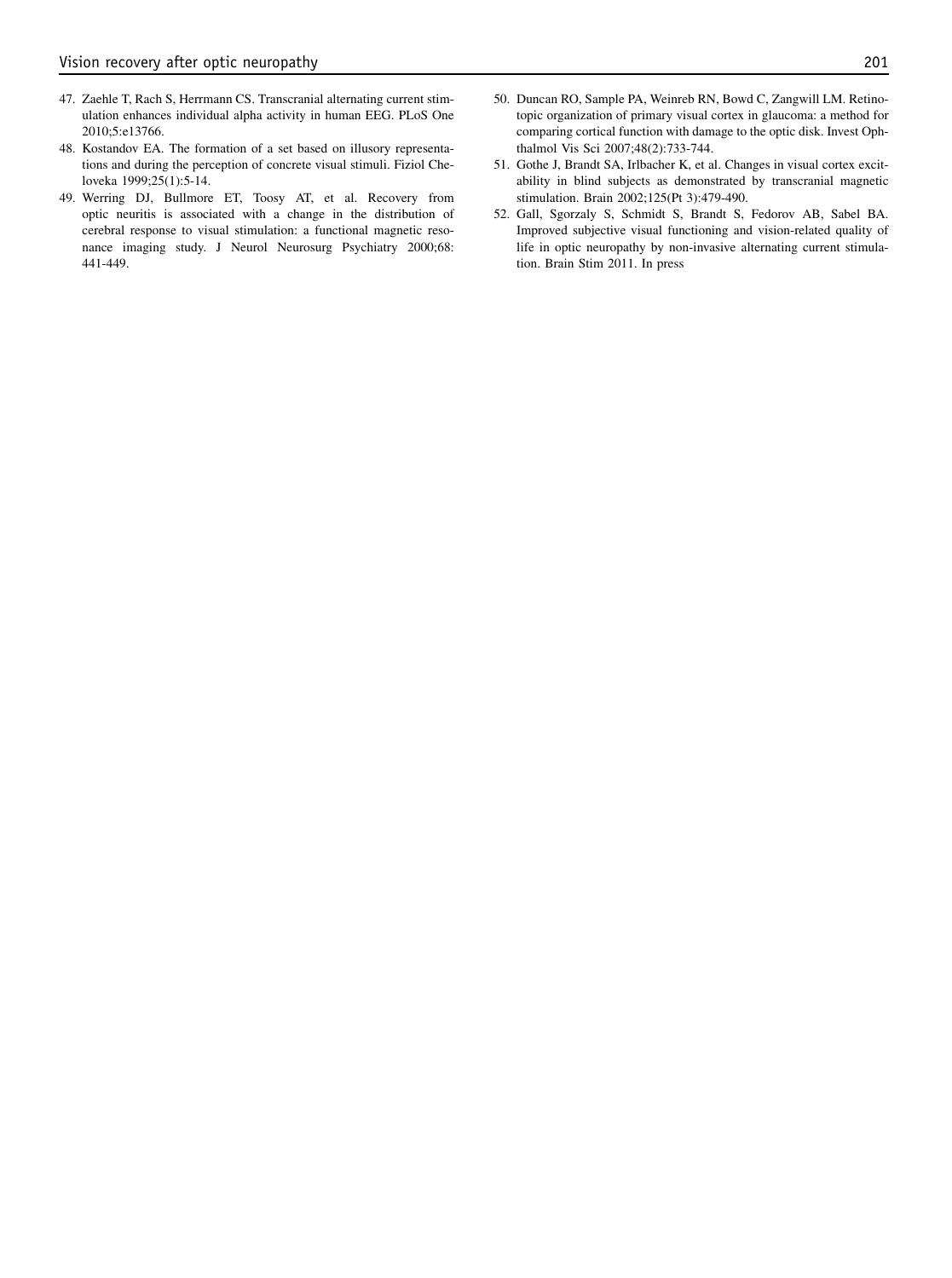47. Zaehle T, Rach S, Herrmann CS. Transcranial alternating current stimulation enhances individual alpha activity in human EEG. PLoS One 2010;5:e13766.
48. Kostandov EA. The formation of a set based on illusory representations and during the perception of concrete visual stimuli. Fiziol Cheloveka 1999;25(1):5-14.
49. Werring DJ, Bullmore ET, Toosy AT, et al. Recovery from optic neuritis is associated with a change in the distribution of cerebral response to visual stimulation: a functional magnetic resonance imaging study. J Neurol Neurosurg Psychiatry 2000;68: 441-449.
50. Duncan RO, Sample PA, Weinreb RN, Bowd C, Zangwill LM. Retinotopic organization of primary visual cortex in glaucoma: a method for comparing cortical function with damage to the optic disk. Invest Ophthalmol Vis Sci 2007;48(2):733-744.
51. Gothe J, Brandt SA, Irlbacher K, et al. Changes in visual cortex excitability in blind subjects as demonstrated by transcranial magnetic stimulation. Brain 2002;125(Pt 3):479-490.
52. Gall, Sgorzaly S, Schmidt S, Brandt S, Fedorov AB, Sabel BA. Improved subjective visual functioning and vision-related quality of life in optic neuropathy by non-invasive alternating current stimulation. Brain Stim 2011. In press